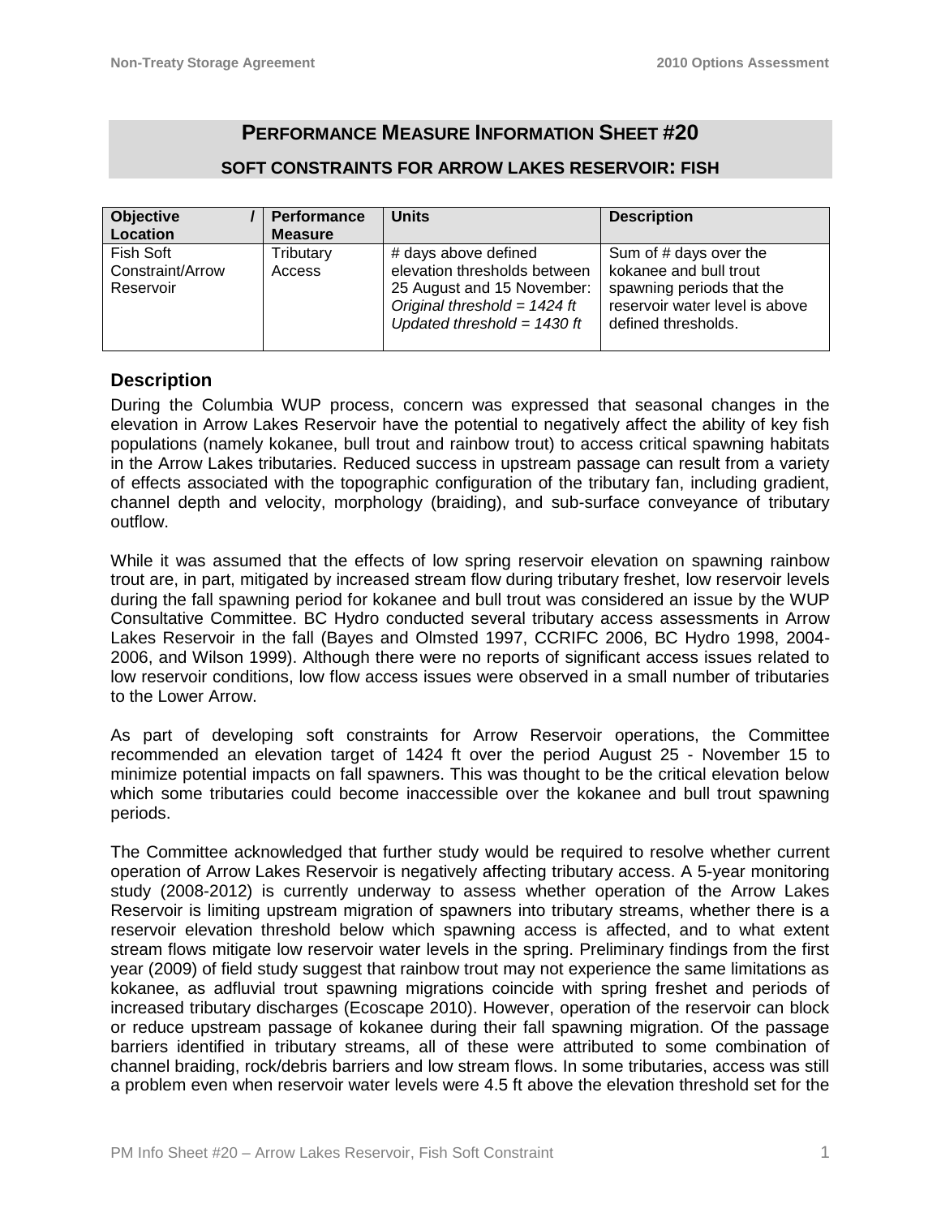# PERFORMANCE MEASURE INFORMATION SHEET #20

## SOFT CONSTRAINTS FOR ARROW LAKES RESERVOIR: FISH

| Objective / Location | Performance Measure | Units | Description |
|---|---|---|---|
| Fish Soft Constraint/Arrow Reservoir | Tributary Access | # days above defined elevation thresholds between 25 August and 15 November: *Original threshold = 1424 ft* *Updated threshold = 1430 ft* | Sum of # days over the kokanee and bull trout spawning periods that the reservoir water level is above defined thresholds. |

### Description

During the Columbia WUP process, concern was expressed that seasonal changes in the elevation in Arrow Lakes Reservoir have the potential to negatively affect the ability of key fish populations (namely kokanee, bull trout and rainbow trout) to access critical spawning habitats in the Arrow Lakes tributaries. Reduced success in upstream passage can result from a variety of effects associated with the topographic configuration of the tributary fan, including gradient, channel depth and velocity, morphology (braiding), and sub-surface conveyance of tributary outflow.

While it was assumed that the effects of low spring reservoir elevation on spawning rainbow trout are, in part, mitigated by increased stream flow during tributary freshet, low reservoir levels during the fall spawning period for kokanee and bull trout was considered an issue by the WUP Consultative Committee. BC Hydro conducted several tributary access assessments in Arrow Lakes Reservoir in the fall (Bayes and Olmsted 1997, CCRIFC 2006, BC Hydro 1998, 2004-2006, and Wilson 1999). Although there were no reports of significant access issues related to low reservoir conditions, low flow access issues were observed in a small number of tributaries to the Lower Arrow.

As part of developing soft constraints for Arrow Reservoir operations, the Committee recommended an elevation target of 1424 ft over the period August 25 - November 15 to minimize potential impacts on fall spawners. This was thought to be the critical elevation below which some tributaries could become inaccessible over the kokanee and bull trout spawning periods.

The Committee acknowledged that further study would be required to resolve whether current operation of Arrow Lakes Reservoir is negatively affecting tributary access. A 5-year monitoring study (2008-2012) is currently underway to assess whether operation of the Arrow Lakes Reservoir is limiting upstream migration of spawners into tributary streams, whether there is a reservoir elevation threshold below which spawning access is affected, and to what extent stream flows mitigate low reservoir water levels in the spring. Preliminary findings from the first year (2009) of field study suggest that rainbow trout may not experience the same limitations as kokanee, as adfluvial trout spawning migrations coincide with spring freshet and periods of increased tributary discharges (Ecoscape 2010). However, operation of the reservoir can block or reduce upstream passage of kokanee during their fall spawning migration. Of the passage barriers identified in tributary streams, all of these were attributed to some combination of channel braiding, rock/debris barriers and low stream flows. In some tributaries, access was still a problem even when reservoir water levels were 4.5 ft above the elevation threshold set for the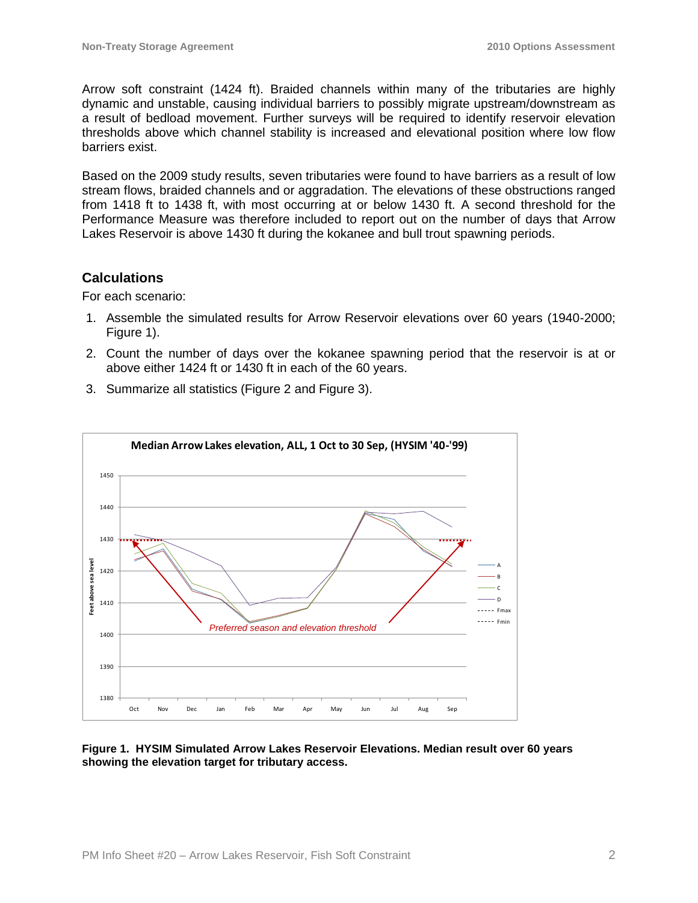Arrow soft constraint (1424 ft). Braided channels within many of the tributaries are highly dynamic and unstable, causing individual barriers to possibly migrate upstream/downstream as a result of bedload movement. Further surveys will be required to identify reservoir elevation thresholds above which channel stability is increased and elevational position where low flow barriers exist.

Based on the 2009 study results, seven tributaries were found to have barriers as a result of low stream flows, braided channels and or aggradation. The elevations of these obstructions ranged from 1418 ft to 1438 ft, with most occurring at or below 1430 ft. A second threshold for the Performance Measure was therefore included to report out on the number of days that Arrow Lakes Reservoir is above 1430 ft during the kokanee and bull trout spawning periods.

## Calculations

For each scenario:

1. Assemble the simulated results for Arrow Reservoir elevations over 60 years (1940-2000; Figure 1).
2. Count the number of days over the kokanee spawning period that the reservoir is at or above either 1424 ft or 1430 ft in each of the 60 years.
3. Summarize all statistics (Figure 2 and Figure 3).

**Figure 1. HYSIM Simulated Arrow Lakes Reservoir Elevations. Median result over 60 years showing the elevation target for tributary access.**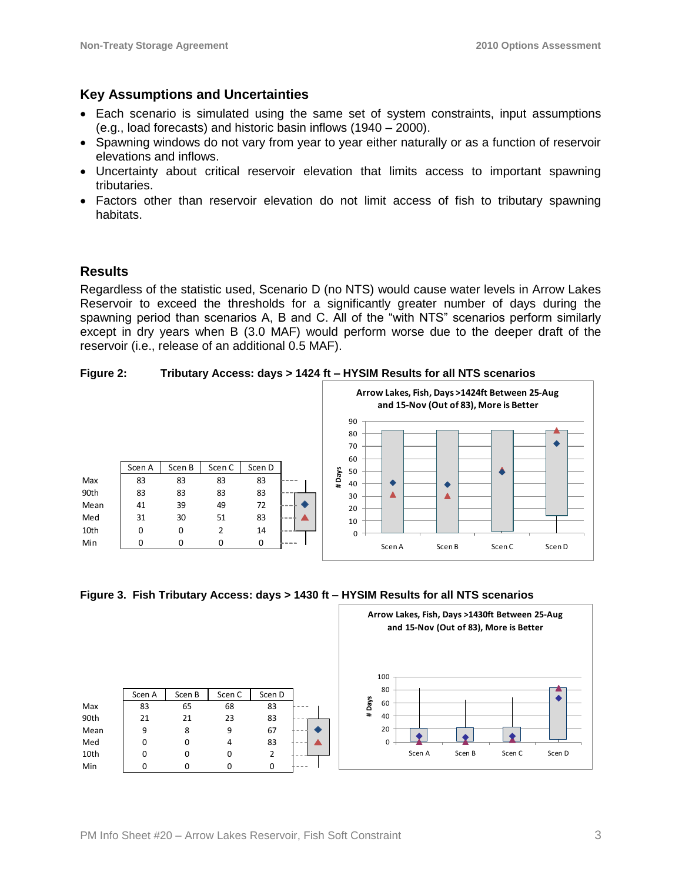## Key Assumptions and Uncertainties

- Each scenario is simulated using the same set of system constraints, input assumptions (e.g., load forecasts) and historic basin inflows (1940 – 2000).
- Spawning windows do not vary from year to year either naturally or as a function of reservoir elevations and inflows.
- Uncertainty about critical reservoir elevation that limits access to important spawning tributaries.
- Factors other than reservoir elevation do not limit access of fish to tributary spawning habitats.

## Results

Regardless of the statistic used, Scenario D (no NTS) would cause water levels in Arrow Lakes Reservoir to exceed the thresholds for a significantly greater number of days during the spawning period than scenarios A, B and C. All of the "with NTS" scenarios perform similarly except in dry years when B (3.0 MAF) would perform worse due to the deeper draft of the reservoir (i.e., release of an additional 0.5 MAF).

**Figure 2: Tributary Access: days > 1424 ft – HYSIM Results for all NTS scenarios**

| | Scen A | Scen B | Scen C | Scen D |
|---|---|---|---|---|
| Max | 83 | 83 | 83 | 83 |
| 90th | 83 | 83 | 83 | 83 |
| Mean | 41 | 39 | 49 | 72 |
| Med | 31 | 30 | 51 | 83 |
| 10th | 0 | 0 | 2 | 14 |
| Min | 0 | 0 | 0 | 0 |

Arrow Lakes, Fish, Days >1424ft Between 25-Aug and 15-Nov (Out of 83), More is Better

**Figure 3. Fish Tributary Access: days > 1430 ft – HYSIM Results for all NTS scenarios**

| | Scen A | Scen B | Scen C | Scen D |
|---|---|---|---|---|
| Max | 83 | 65 | 68 | 83 |
| 90th | 21 | 21 | 23 | 83 |
| Mean | 9 | 8 | 9 | 67 |
| Med | 0 | 0 | 4 | 83 |
| 10th | 0 | 0 | 0 | 2 |
| Min | 0 | 0 | 0 | 0 |

Arrow Lakes, Fish, Days >1430ft Between 25-Aug and 15-Nov (Out of 83), More is Better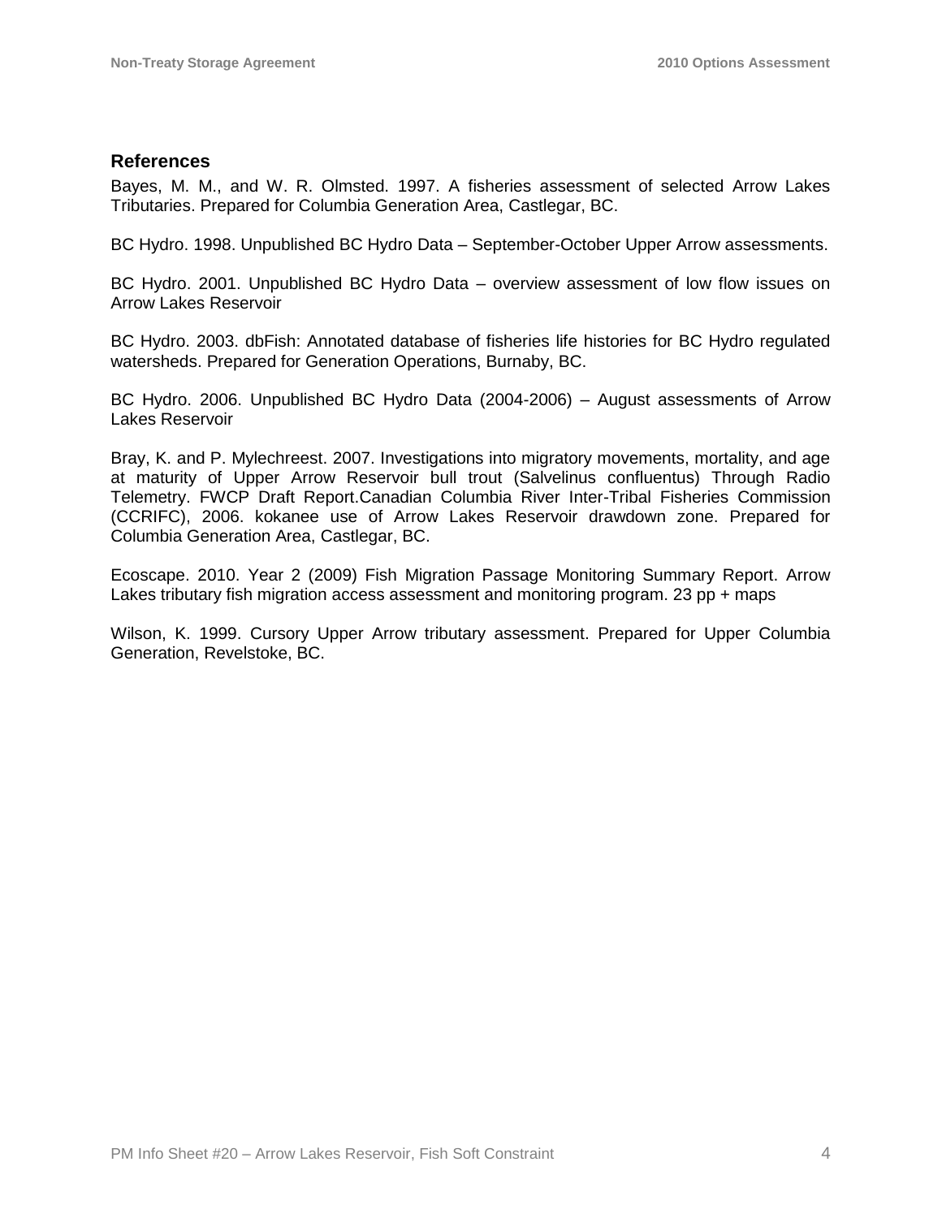## References

Bayes, M. M., and W. R. Olmsted. 1997. A fisheries assessment of selected Arrow Lakes Tributaries. Prepared for Columbia Generation Area, Castlegar, BC.

BC Hydro. 1998. Unpublished BC Hydro Data – September-October Upper Arrow assessments.

BC Hydro. 2001. Unpublished BC Hydro Data – overview assessment of low flow issues on Arrow Lakes Reservoir

BC Hydro. 2003. dbFish: Annotated database of fisheries life histories for BC Hydro regulated watersheds. Prepared for Generation Operations, Burnaby, BC.

BC Hydro. 2006. Unpublished BC Hydro Data (2004-2006) – August assessments of Arrow Lakes Reservoir

Bray, K. and P. Mylechreest. 2007. Investigations into migratory movements, mortality, and age at maturity of Upper Arrow Reservoir bull trout (Salvelinus confluentus) Through Radio Telemetry. FWCP Draft Report.Canadian Columbia River Inter-Tribal Fisheries Commission (CCRIFC), 2006. kokanee use of Arrow Lakes Reservoir drawdown zone. Prepared for Columbia Generation Area, Castlegar, BC.

Ecoscape. 2010. Year 2 (2009) Fish Migration Passage Monitoring Summary Report. Arrow Lakes tributary fish migration access assessment and monitoring program. 23 pp + maps

Wilson, K. 1999. Cursory Upper Arrow tributary assessment. Prepared for Upper Columbia Generation, Revelstoke, BC.